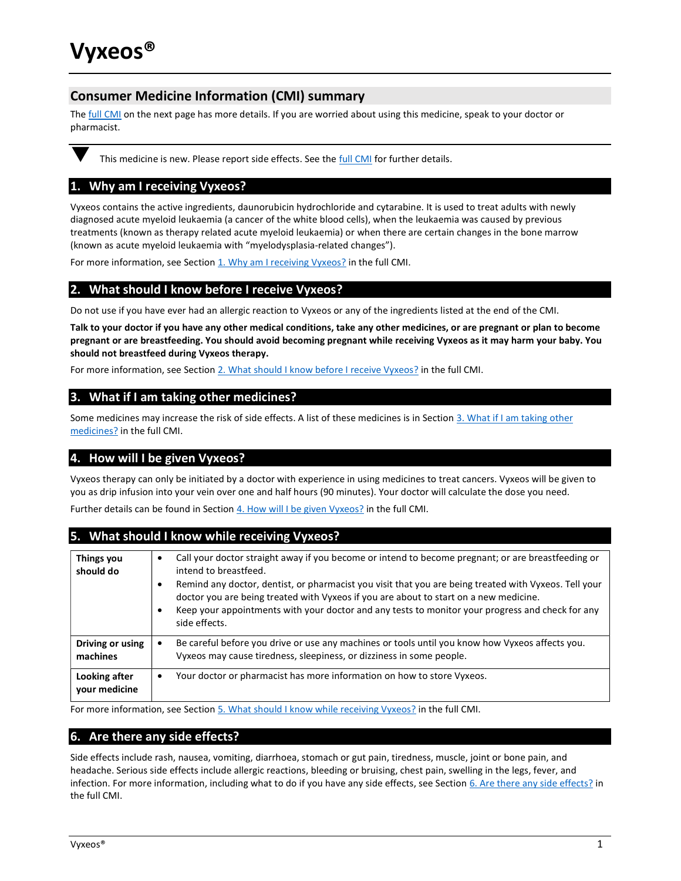# Vyxeos®

## Consumer Medicine Information (CMI) summary

The full CMI on the next page has more details. If you are worried about using this medicine, speak to your doctor or pharmacist.

▼ This medicine is new. Please report side effects. See the full CMI for further details.

## 1. Why am I receiving Vyxeos?

Vyxeos contains the active ingredients, daunorubicin hydrochloride and cytarabine. It is used to treat adults with newly diagnosed acute myeloid leukaemia (a cancer of the white blood cells), when the leukaemia was caused by previous treatments (known as therapy related acute myeloid leukaemia) or when there are certain changes in the bone marrow (known as acute myeloid leukaemia with "myelodysplasia-related changes").

For more information, see Section 1. Why am I receiving Vyxeos? in the full CMI.

## 2. What should I know before I receive Vyxeos?

Do not use if you have ever had an allergic reaction to Vyxeos or any of the ingredients listed at the end of the CMI.

**Talk to your doctor if you have any other medical conditions, take any other medicines, or are pregnant or plan to become pregnant or are breastfeeding. You should avoid becoming pregnant while receiving Vyxeos as it may harm your baby. You should not breastfeed during Vyxeos therapy.**

For more information, see Section 2. What should I know before I receive Vyxeos? in the full CMI.

## 3. What if I am taking other medicines?

Some medicines may increase the risk of side effects. A list of these medicines is in Section 3. What if I am taking other medicines? in the full CMI.

## 4. How will I be given Vyxeos?

Vyxeos therapy can only be initiated by a doctor with experience in using medicines to treat cancers. Vyxeos will be given to you as drip infusion into your vein over one and half hours (90 minutes). Your doctor will calculate the dose you need.

Further details can be found in Section 4. How will I be given Vyxeos? in the full CMI.

## 5. What should I know while receiving Vyxeos?

| | |
|---|---|
| **Things you should do** | • Call your doctor straight away if you become or intend to become pregnant; or are breastfeeding or intend to breastfeed.<br>• Remind any doctor, dentist, or pharmacist you visit that you are being treated with Vyxeos. Tell your doctor you are being treated with Vyxeos if you are about to start on a new medicine.<br>• Keep your appointments with your doctor and any tests to monitor your progress and check for any side effects. |
| **Driving or using machines** | • Be careful before you drive or use any machines or tools until you know how Vyxeos affects you. Vyxeos may cause tiredness, sleepiness, or dizziness in some people. |
| **Looking after your medicine** | • Your doctor or pharmacist has more information on how to store Vyxeos. |

For more information, see Section 5. What should I know while receiving Vyxeos? in the full CMI.

## 6. Are there any side effects?

Side effects include rash, nausea, vomiting, diarrhoea, stomach or gut pain, tiredness, muscle, joint or bone pain, and headache. Serious side effects include allergic reactions, bleeding or bruising, chest pain, swelling in the legs, fever, and infection. For more information, including what to do if you have any side effects, see Section 6. Are there any side effects? in the full CMI.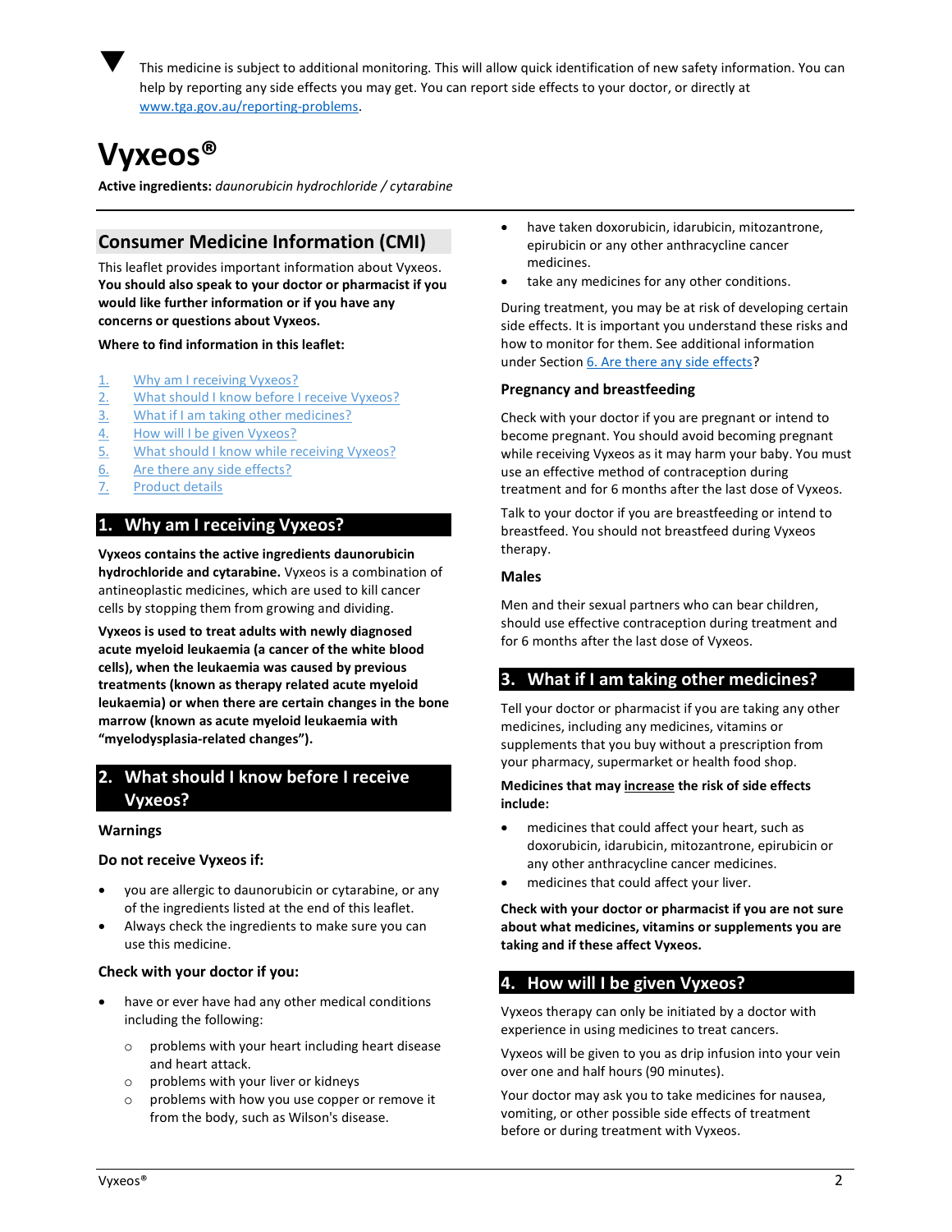▼ This medicine is subject to additional monitoring. This will allow quick identification of new safety information. You can help by reporting any side effects you may get. You can report side effects to your doctor, or directly at www.tga.gov.au/reporting-problems.

# Vyxeos®

**Active ingredients:** *daunorubicin hydrochloride / cytarabine*

## Consumer Medicine Information (CMI)

This leaflet provides important information about Vyxeos. **You should also speak to your doctor or pharmacist if you would like further information or if you have any concerns or questions about Vyxeos.**

**Where to find information in this leaflet:**

1. Why am I receiving Vyxeos?
2. What should I know before I receive Vyxeos?
3. What if I am taking other medicines?
4. How will I be given Vyxeos?
5. What should I know while receiving Vyxeos?
6. Are there any side effects?
7. Product details

## 1. Why am I receiving Vyxeos?

**Vyxeos contains the active ingredients daunorubicin hydrochloride and cytarabine.** Vyxeos is a combination of antineoplastic medicines, which are used to kill cancer cells by stopping them from growing and dividing.

**Vyxeos is used to treat adults with newly diagnosed acute myeloid leukaemia (a cancer of the white blood cells), when the leukaemia was caused by previous treatments (known as therapy related acute myeloid leukaemia) or when there are certain changes in the bone marrow (known as acute myeloid leukaemia with "myelodysplasia-related changes").**

## 2. What should I know before I receive Vyxeos?

### Warnings

**Do not receive Vyxeos if:**

- you are allergic to daunorubicin or cytarabine, or any of the ingredients listed at the end of this leaflet.
- Always check the ingredients to make sure you can use this medicine.

**Check with your doctor if you:**

- have or ever have had any other medical conditions including the following:
  - problems with your heart including heart disease and heart attack.
  - problems with your liver or kidneys
  - problems with how you use copper or remove it from the body, such as Wilson's disease.
- have taken doxorubicin, idarubicin, mitozantrone, epirubicin or any other anthracycline cancer medicines.
- take any medicines for any other conditions.

During treatment, you may be at risk of developing certain side effects. It is important you understand these risks and how to monitor for them. See additional information under Section 6. Are there any side effects?

### Pregnancy and breastfeeding

Check with your doctor if you are pregnant or intend to become pregnant. You should avoid becoming pregnant while receiving Vyxeos as it may harm your baby. You must use an effective method of contraception during treatment and for 6 months after the last dose of Vyxeos.

Talk to your doctor if you are breastfeeding or intend to breastfeed. You should not breastfeed during Vyxeos therapy.

### Males

Men and their sexual partners who can bear children, should use effective contraception during treatment and for 6 months after the last dose of Vyxeos.

## 3. What if I am taking other medicines?

Tell your doctor or pharmacist if you are taking any other medicines, including any medicines, vitamins or supplements that you buy without a prescription from your pharmacy, supermarket or health food shop.

**Medicines that may increase the risk of side effects include:**

- medicines that could affect your heart, such as doxorubicin, idarubicin, mitozantrone, epirubicin or any other anthracycline cancer medicines.
- medicines that could affect your liver.

**Check with your doctor or pharmacist if you are not sure about what medicines, vitamins or supplements you are taking and if these affect Vyxeos.**

## 4. How will I be given Vyxeos?

Vyxeos therapy can only be initiated by a doctor with experience in using medicines to treat cancers.

Vyxeos will be given to you as drip infusion into your vein over one and half hours (90 minutes).

Your doctor may ask you to take medicines for nausea, vomiting, or other possible side effects of treatment before or during treatment with Vyxeos.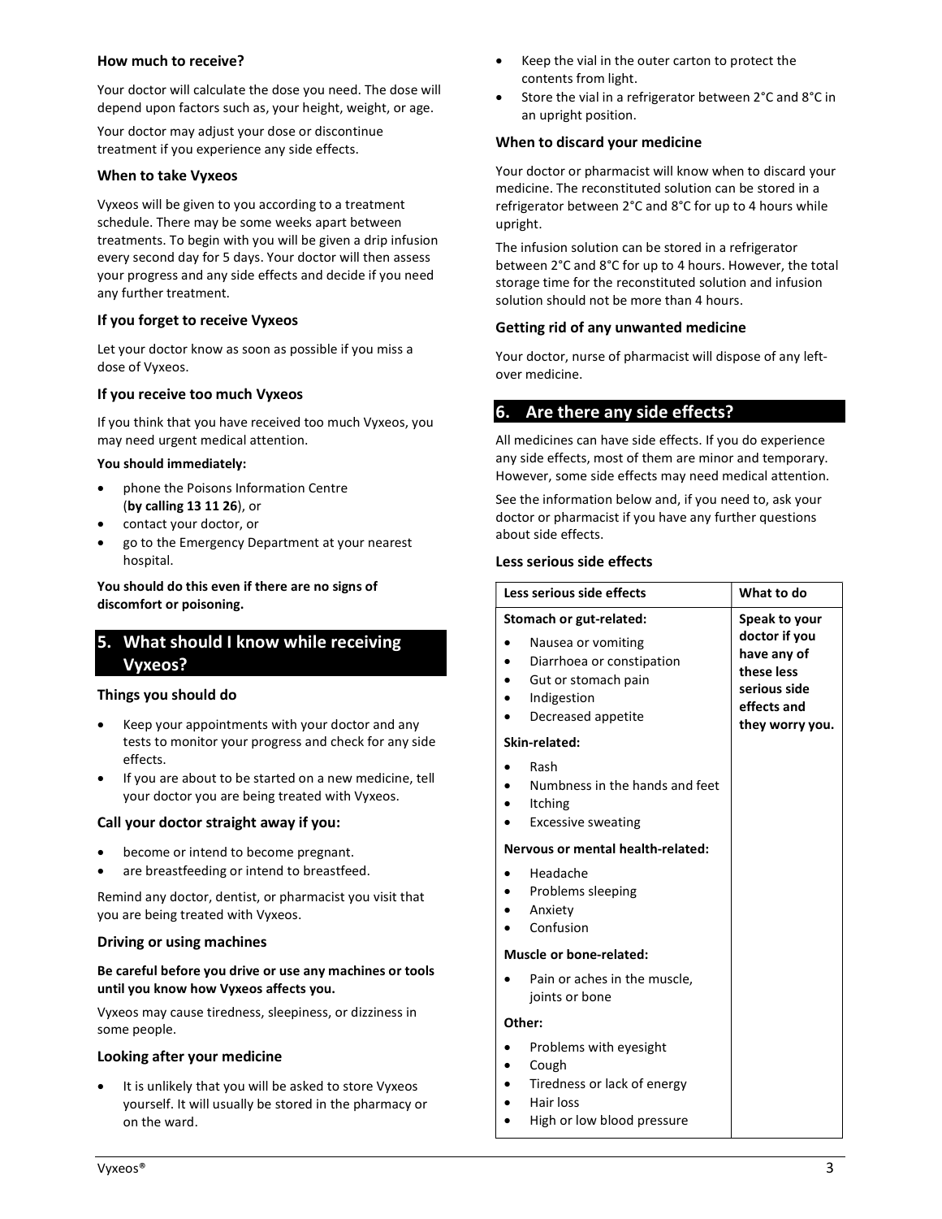### How much to receive?

Your doctor will calculate the dose you need. The dose will depend upon factors such as, your height, weight, or age.

Your doctor may adjust your dose or discontinue treatment if you experience any side effects.

### When to take Vyxeos

Vyxeos will be given to you according to a treatment schedule. There may be some weeks apart between treatments. To begin with you will be given a drip infusion every second day for 5 days. Your doctor will then assess your progress and any side effects and decide if you need any further treatment.

### If you forget to receive Vyxeos

Let your doctor know as soon as possible if you miss a dose of Vyxeos.

### If you receive too much Vyxeos

If you think that you have received too much Vyxeos, you may need urgent medical attention.

**You should immediately:**

- phone the Poisons Information Centre (**by calling 13 11 26**), or
- contact your doctor, or
- go to the Emergency Department at your nearest hospital.

**You should do this even if there are no signs of discomfort or poisoning.**

## 5. What should I know while receiving Vyxeos?

### Things you should do

- Keep your appointments with your doctor and any tests to monitor your progress and check for any side effects.
- If you are about to be started on a new medicine, tell your doctor you are being treated with Vyxeos.

### Call your doctor straight away if you:

- become or intend to become pregnant.
- are breastfeeding or intend to breastfeed.

Remind any doctor, dentist, or pharmacist you visit that you are being treated with Vyxeos.

### Driving or using machines

**Be careful before you drive or use any machines or tools until you know how Vyxeos affects you.**

Vyxeos may cause tiredness, sleepiness, or dizziness in some people.

### Looking after your medicine

- It is unlikely that you will be asked to store Vyxeos yourself. It will usually be stored in the pharmacy or on the ward.
- Keep the vial in the outer carton to protect the contents from light.
- Store the vial in a refrigerator between 2°C and 8°C in an upright position.

### When to discard your medicine

Your doctor or pharmacist will know when to discard your medicine. The reconstituted solution can be stored in a refrigerator between 2°C and 8°C for up to 4 hours while upright.

The infusion solution can be stored in a refrigerator between 2°C and 8°C for up to 4 hours. However, the total storage time for the reconstituted solution and infusion solution should not be more than 4 hours.

### Getting rid of any unwanted medicine

Your doctor, nurse of pharmacist will dispose of any left-over medicine.

## 6. Are there any side effects?

All medicines can have side effects. If you do experience any side effects, most of them are minor and temporary. However, some side effects may need medical attention.

See the information below and, if you need to, ask your doctor or pharmacist if you have any further questions about side effects.

### Less serious side effects

| Less serious side effects | What to do |
|---|---|
| **Stomach or gut-related:**<br>• Nausea or vomiting<br>• Diarrhoea or constipation<br>• Gut or stomach pain<br>• Indigestion<br>• Decreased appetite<br>**Skin-related:**<br>• Rash<br>• Numbness in the hands and feet<br>• Itching<br>• Excessive sweating<br>**Nervous or mental health-related:**<br>• Headache<br>• Problems sleeping<br>• Anxiety<br>• Confusion<br>**Muscle or bone-related:**<br>• Pain or aches in the muscle, joints or bone<br>**Other:**<br>• Problems with eyesight<br>• Cough<br>• Tiredness or lack of energy<br>• Hair loss<br>• High or low blood pressure | **Speak to your doctor if you have any of these less serious side effects and they worry you.** |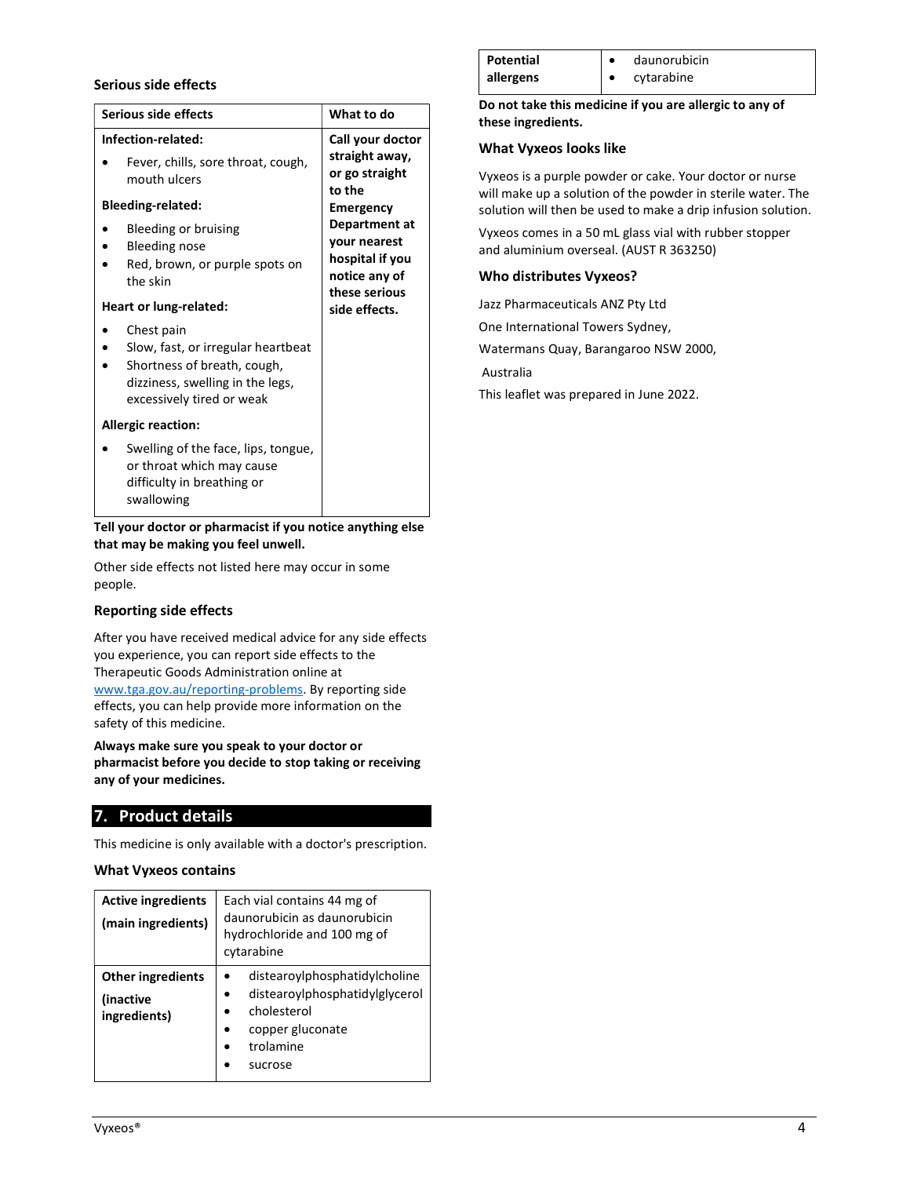### Serious side effects

| Serious side effects | What to do |
|---|---|
| **Infection-related:**<br>• Fever, chills, sore throat, cough, mouth ulcers<br>**Bleeding-related:**<br>• Bleeding or bruising<br>• Bleeding nose<br>• Red, brown, or purple spots on the skin<br>**Heart or lung-related:**<br>• Chest pain<br>• Slow, fast, or irregular heartbeat<br>• Shortness of breath, cough, dizziness, swelling in the legs, excessively tired or weak<br>**Allergic reaction:**<br>• Swelling of the face, lips, tongue, or throat which may cause difficulty in breathing or swallowing | **Call your doctor straight away, or go straight to the Emergency Department at your nearest hospital if you notice any of these serious side effects.** |

**Tell your doctor or pharmacist if you notice anything else that may be making you feel unwell.**

Other side effects not listed here may occur in some people.

### Reporting side effects

After you have received medical advice for any side effects you experience, you can report side effects to the Therapeutic Goods Administration online at www.tga.gov.au/reporting-problems. By reporting side effects, you can help provide more information on the safety of this medicine.

**Always make sure you speak to your doctor or pharmacist before you decide to stop taking or receiving any of your medicines.**

## 7. Product details

This medicine is only available with a doctor's prescription.

### What Vyxeos contains

| | |
|---|---|
| **Active ingredients (main ingredients)** | Each vial contains 44 mg of daunorubicin as daunorubicin hydrochloride and 100 mg of cytarabine |
| **Other ingredients (inactive ingredients)** | • distearoylphosphatidylcholine<br>• distearoylphosphatidylglycerol<br>• cholesterol<br>• copper gluconate<br>• trolamine<br>• sucrose |
| **Potential allergens** | • daunorubicin<br>• cytarabine |

**Do not take this medicine if you are allergic to any of these ingredients.**

### What Vyxeos looks like

Vyxeos is a purple powder or cake. Your doctor or nurse will make up a solution of the powder in sterile water. The solution will then be used to make a drip infusion solution.

Vyxeos comes in a 50 mL glass vial with rubber stopper and aluminium overseal. (AUST R 363250)

### Who distributes Vyxeos?

Jazz Pharmaceuticals ANZ Pty Ltd

One International Towers Sydney,

Watermans Quay, Barangaroo NSW 2000,

Australia

This leaflet was prepared in June 2022.